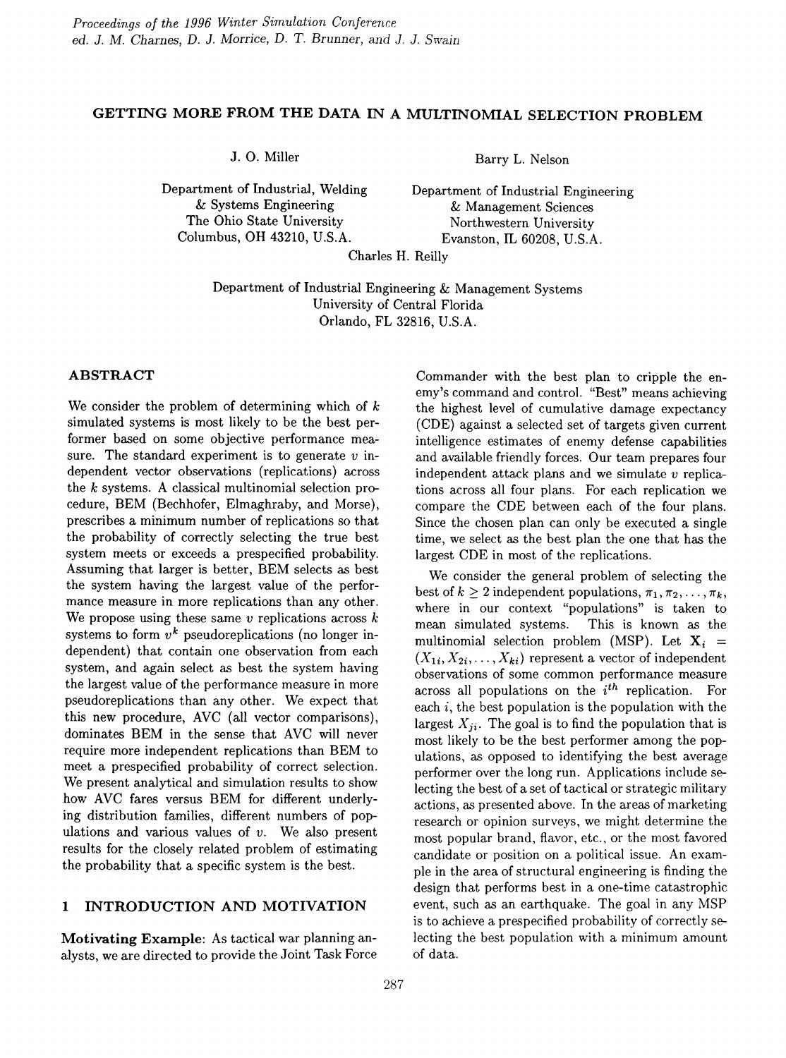# GETTING MORE FROM THE DATA IN A MULTINOMIAL SELECTION PROBLEM

J. O. Miller

Department of Industrial, Welding
& Systems Engineering
The Ohio State University
Columbus, OH 43210, U.S.A.

Barry L. Nelson

Department of Industrial Engineering
& Management Sciences
Northwestern University
Evanston, IL 60208, U.S.A.

Charles H. Reilly

Department of Industrial Engineering & Management Systems
University of Central Florida
Orlando, FL 32816, U.S.A.

## ABSTRACT

We consider the problem of determining which of $k$ simulated systems is most likely to be the best performer based on some objective performance measure. The standard experiment is to generate $v$ independent vector observations (replications) across the $k$ systems. A classical multinomial selection procedure, BEM (Bechhofer, Elmaghraby, and Morse), prescribes a minimum number of replications so that the probability of correctly selecting the true best system meets or exceeds a prespecified probability. Assuming that larger is better, BEM selects as best the system having the largest value of the performance measure in more replications than any other. We propose using these same $v$ replications across $k$ systems to form $v^k$ pseudoreplications (no longer independent) that contain one observation from each system, and again select as best the system having the largest value of the performance measure in more pseudoreplications than any other. We expect that this new procedure, AVC (all vector comparisons), dominates BEM in the sense that AVC will never require more independent replications than BEM to meet a prespecified probability of correct selection. We present analytical and simulation results to show how AVC fares versus BEM for different underlying distribution families, different numbers of populations and various values of $v$. We also present results for the closely related problem of estimating the probability that a specific system is the best.

## 1 INTRODUCTION AND MOTIVATION

**Motivating Example**: As tactical war planning analysts, we are directed to provide the Joint Task Force Commander with the best plan to cripple the enemy's command and control. "Best" means achieving the highest level of cumulative damage expectancy (CDE) against a selected set of targets given current intelligence estimates of enemy defense capabilities and available friendly forces. Our team prepares four independent attack plans and we simulate $v$ replications across all four plans. For each replication we compare the CDE between each of the four plans. Since the chosen plan can only be executed a single time, we select as the best plan the one that has the largest CDE in most of the replications.

We consider the general problem of selecting the best of $k \geq 2$ independent populations, $\pi_1, \pi_2, \ldots, \pi_k$, where in our context "populations" is taken to mean simulated systems. This is known as the multinomial selection problem (MSP). Let $\mathbf{X}_i = (X_{1i}, X_{2i}, \ldots, X_{ki})$ represent a vector of independent observations of some common performance measure across all populations on the $i^{th}$ replication. For each $i$, the best population is the population with the largest $X_{ji}$. The goal is to find the population that is most likely to be the best performer among the populations, as opposed to identifying the best average performer over the long run. Applications include selecting the best of a set of tactical or strategic military actions, as presented above. In the areas of marketing research or opinion surveys, we might determine the most popular brand, flavor, etc., or the most favored candidate or position on a political issue. An example in the area of structural engineering is finding the design that performs best in a one-time catastrophic event, such as an earthquake. The goal in any MSP is to achieve a prespecified probability of correctly selecting the best population with a minimum amount of data.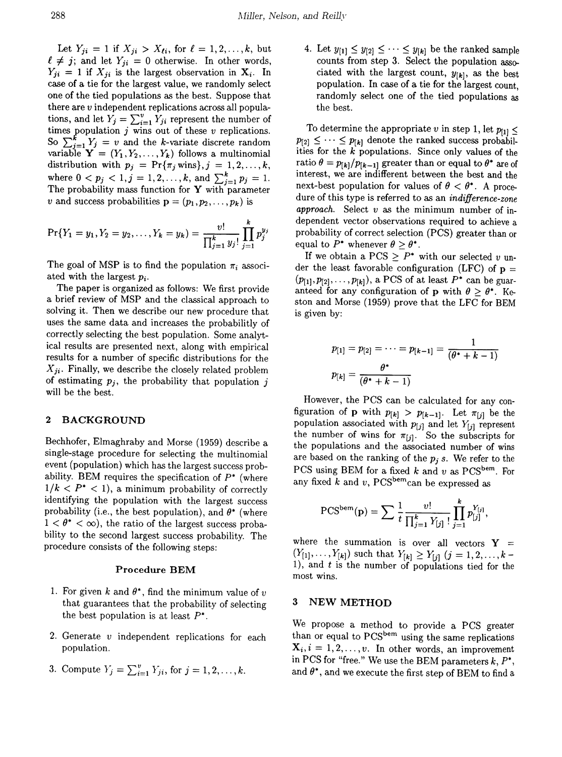Let $Y_{ji} = 1$ if $X_{ji} > X_{\ell i}$, for $\ell = 1, 2, \ldots, k$, but $\ell \neq j$; and let $Y_{ji} = 0$ otherwise. In other words, $Y_{ji} = 1$ if $X_{ji}$ is the largest observation in $\mathbf{X}_i$. In case of a tie for the largest value, we randomly select one of the tied populations as the best. Suppose that there are $v$ independent replications across all populations, and let $Y_j = \sum_{i=1}^{v} Y_{ji}$ represent the number of times population $j$ wins out of these $v$ replications. So $\sum_{j=1}^{k} Y_j = v$ and the $k$-variate discrete random variable $\mathbf{Y} = (Y_1, Y_2, \ldots, Y_k)$ follows a multinomial distribution with $p_j = \Pr\{\pi_j \text{ wins}\}, j = 1, 2, \ldots, k$, where $0 < p_j < 1, j = 1, 2, \ldots, k$, and $\sum_{j=1}^{k} p_j = 1$. The probability mass function for $\mathbf{Y}$ with parameter $v$ and success probabilities $\mathbf{p} = (p_1, p_2, \ldots, p_k)$ is

$$\Pr\{Y_1 = y_1, Y_2 = y_2, \ldots, Y_k = y_k\} = \frac{v!}{\prod_{j=1}^{k} y_j!} \prod_{j=1}^{k} p_j^{y_j}$$

The goal of MSP is to find the population $\pi_i$ associated with the largest $p_i$.

The paper is organized as follows: We first provide a brief review of MSP and the classical approach to solving it. Then we describe our new procedure that uses the same data and increases the probabilitly of correctly selecting the best population. Some analytical results are presented next, along with empirical results for a number of specific distributions for the $X_{ji}$. Finally, we describe the closely related problem of estimating $p_j$, the probability that population $j$ will be the best.

## 2 BACKGROUND

Bechhofer, Elmaghraby and Morse (1959) describe a single-stage procedure for selecting the multinomial event (population) which has the largest success probability. BEM requires the specification of $P^*$ (where $1/k < P^* < 1$), a minimum probability of correctly identifying the population with the largest success probability (i.e., the best population), and $\theta^*$ (where $1 < \theta^* < \infty$), the ratio of the largest success probability to the second largest success probability. The procedure consists of the following steps:

**Procedure BEM**

1. For given $k$ and $\theta^*$, find the minimum value of $v$ that guarantees that the probability of selecting the best population is at least $P^*$.
2. Generate $v$ independent replications for each population.
3. Compute $Y_j = \sum_{i=1}^{v} Y_{ji}$, for $j = 1, 2, \ldots, k$.
4. Let $y_{[1]} \leq y_{[2]} \leq \cdots \leq y_{[k]}$ be the ranked sample counts from step 3. Select the population associated with the largest count, $y_{[k]}$, as the best population. In case of a tie for the largest count, randomly select one of the tied populations as the best.

To determine the appropriate $v$ in step 1, let $p_{[1]} \leq p_{[2]} \leq \cdots \leq p_{[k]}$ denote the ranked success probabilities for the $k$ populations. Since only values of the ratio $\theta = p_{[k]}/p_{[k-1]}$ greater than or equal to $\theta^*$ are of interest, we are indifferent between the best and the next-best population for values of $\theta < \theta^*$. A procedure of this type is referred to as an *indifference-zone approach*. Select $v$ as the minimum number of independent vector observations required to achieve a probability of correct selection (PCS) greater than or equal to $P^*$ whenever $\theta \geq \theta^*$.

If we obtain a PCS $\geq P^*$ with our selected $v$ under the least favorable configuration (LFC) of $\mathbf{p} = (p_{[1]}, p_{[2]}, \ldots, p_{[k]})$, a PCS of at least $P^*$ can be guaranteed for any configuration of $\mathbf{p}$ with $\theta \geq \theta^*$. Keston and Morse (1959) prove that the LFC for BEM is given by:

$$p_{[1]} = p_{[2]} = \cdots = p_{[k-1]} = \frac{1}{(\theta^* + k - 1)}$$

$$p_{[k]} = \frac{\theta^*}{(\theta^* + k - 1)}$$

However, the PCS can be calculated for any configuration of $\mathbf{p}$ with $p_{[k]} > p_{[k-1]}$. Let $\pi_{[j]}$ be the population associated with $p_{[j]}$ and let $Y_{[j]}$ represent the number of wins for $\pi_{[j]}$. So the subscripts for the populations and the associated number of wins are based on the ranking of the $p_j$ s. We refer to the PCS using BEM for a fixed $k$ and $v$ as $\text{PCS}^{\text{bem}}$. For any fixed $k$ and $v$, $\text{PCS}^{\text{bem}}$ can be expressed as

$$\text{PCS}^{\text{bem}}(\mathbf{p}) = \sum \frac{1}{t} \frac{v!}{\prod_{j=1}^{k} Y_{[j]}!} \prod_{j=1}^{k} p_{[j]}^{Y_{[j]}},$$

where the summation is over all vectors $\mathbf{Y} = (Y_{[1]}, \ldots, Y_{[k]})$ such that $Y_{[k]} \geq Y_{[j]}$ $(j = 1, 2, \ldots, k-1)$, and $t$ is the number of populations tied for the most wins.

## 3 NEW METHOD

We propose a method to provide a PCS greater than or equal to $\text{PCS}^{\text{bem}}$ using the same replications $\mathbf{X}_i, i = 1, 2, \ldots, v$. In other words, an improvement in PCS for "free." We use the BEM parameters $k$, $P^*$, and $\theta^*$, and we execute the first step of BEM to find a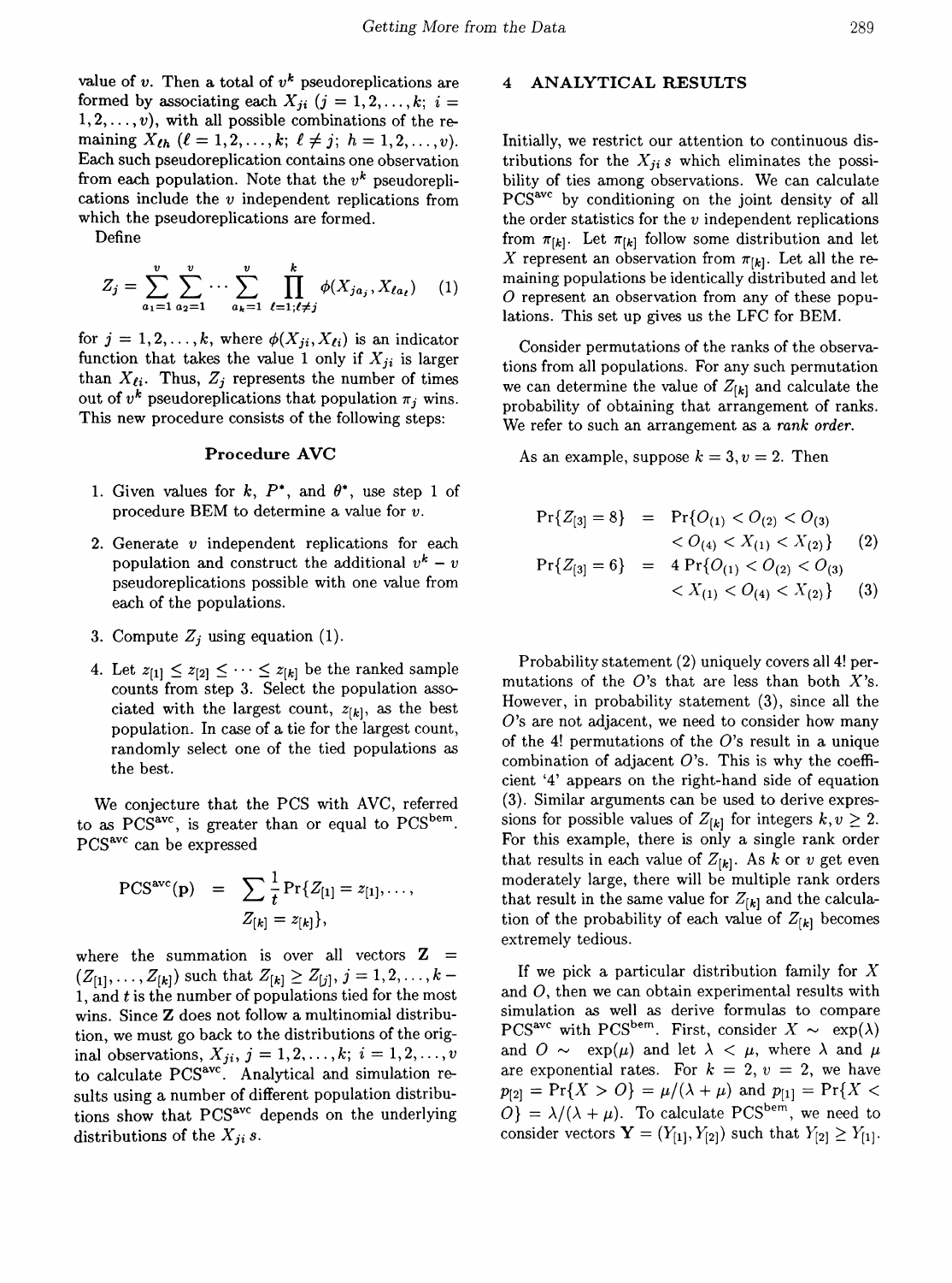value of $v$. Then a total of $v^k$ pseudoreplications are formed by associating each $X_{ji}$ ($j = 1, 2, \ldots, k$; $i = 1, 2, \ldots, v$), with all possible combinations of the remaining $X_{\ell h}$ ($\ell = 1, 2, \ldots, k$; $\ell \neq j$; $h = 1, 2, \ldots, v$). Each such pseudoreplication contains one observation from each population. Note that the $v^k$ pseudoreplications include the $v$ independent replications from which the pseudoreplications are formed.

Define

$$Z_j = \sum_{a_1=1}^{v} \sum_{a_2=1}^{v} \cdots \sum_{a_k=1}^{v} \prod_{\ell=1;\ell\neq j}^{k} \phi(X_{ja_j}, X_{\ell a_\ell}) \quad (1)$$

for $j = 1, 2, \ldots, k$, where $\phi(X_{ji}, X_{\ell i})$ is an indicator function that takes the value 1 only if $X_{ji}$ is larger than $X_{\ell i}$. Thus, $Z_j$ represents the number of times out of $v^k$ pseudoreplications that population $\pi_j$ wins. This new procedure consists of the following steps:

**Procedure AVC**

1. Given values for $k$, $P^*$, and $\theta^*$, use step 1 of procedure BEM to determine a value for $v$.
2. Generate $v$ independent replications for each population and construct the additional $v^k - v$ pseudoreplications possible with one value from each of the populations.
3. Compute $Z_j$ using equation (1).
4. Let $z_{[1]} \leq z_{[2]} \leq \cdots \leq z_{[k]}$ be the ranked sample counts from step 3. Select the population associated with the largest count, $z_{[k]}$, as the best population. In case of a tie for the largest count, randomly select one of the tied populations as the best.

We conjecture that the PCS with AVC, referred to as PCS$^{\text{avc}}$, is greater than or equal to PCS$^{\text{bem}}$. PCS$^{\text{avc}}$ can be expressed

$$\text{PCS}^{\text{avc}}(\mathbf{p}) = \sum \frac{1}{t} \Pr\{Z_{[1]} = z_{[1]}, \ldots, Z_{[k]} = z_{[k]}\},$$

where the summation is over all vectors $\mathbf{Z} = (Z_{[1]}, \ldots, Z_{[k]})$ such that $Z_{[k]} \geq Z_{[j]}$, $j = 1, 2, \ldots, k-1$, and $t$ is the number of populations tied for the most wins. Since $\mathbf{Z}$ does not follow a multinomial distribution, we must go back to the distributions of the original observations, $X_{ji}$, $j = 1, 2, \ldots, k$; $i = 1, 2, \ldots, v$ to calculate PCS$^{\text{avc}}$. Analytical and simulation results using a number of different population distributions show that PCS$^{\text{avc}}$ depends on the underlying distributions of the $X_{ji}$ s.

## 4 ANALYTICAL RESULTS

Initially, we restrict our attention to continuous distributions for the $X_{ji}$ s which eliminates the possibility of ties among observations. We can calculate PCS$^{\text{avc}}$ by conditioning on the joint density of all the order statistics for the $v$ independent replications from $\pi_{[k]}$. Let $\pi_{[k]}$ follow some distribution and let $X$ represent an observation from $\pi_{[k]}$. Let all the remaining populations be identically distributed and let $O$ represent an observation from any of these populations. This set up gives us the LFC for BEM.

Consider permutations of the ranks of the observations from all populations. For any such permutation we can determine the value of $Z_{[k]}$ and calculate the probability of obtaining that arrangement of ranks. We refer to such an arrangement as a *rank order.*

As an example, suppose $k = 3, v = 2$. Then

$$\Pr\{Z_{[3]} = 8\} = \Pr\{O_{(1)} < O_{(2)} < O_{(3)} < O_{(4)} < X_{(1)} < X_{(2)}\} \quad (2)$$

$$\Pr\{Z_{[3]} = 6\} = 4 \Pr\{O_{(1)} < O_{(2)} < O_{(3)} < X_{(1)} < O_{(4)} < X_{(2)}\} \quad (3)$$

Probability statement (2) uniquely covers all 4! permutations of the $O$'s that are less than both $X$'s. However, in probability statement (3), since all the $O$'s are not adjacent, we need to consider how many of the 4! permutations of the $O$'s result in a unique combination of adjacent $O$'s. This is why the coefficient '4' appears on the right-hand side of equation (3). Similar arguments can be used to derive expressions for possible values of $Z_{[k]}$ for integers $k, v \geq 2$. For this example, there is only a single rank order that results in each value of $Z_{[k]}$. As $k$ or $v$ get even moderately large, there will be multiple rank orders that result in the same value for $Z_{[k]}$ and the calculation of the probability of each value of $Z_{[k]}$ becomes extremely tedious.

If we pick a particular distribution family for $X$ and $O$, then we can obtain experimental results with simulation as well as derive formulas to compare PCS$^{\text{avc}}$ with PCS$^{\text{bem}}$. First, consider $X \sim \exp(\lambda)$ and $O \sim \exp(\mu)$ and let $\lambda < \mu$, where $\lambda$ and $\mu$ are exponential rates. For $k = 2$, $v = 2$, we have $p_{[2]} = \Pr\{X > O\} = \mu/(\lambda + \mu)$ and $p_{[1]} = \Pr\{X < O\} = \lambda/(\lambda + \mu)$. To calculate PCS$^{\text{bem}}$, we need to consider vectors $\mathbf{Y} = (Y_{[1]}, Y_{[2]})$ such that $Y_{[2]} \geq Y_{[1]}$.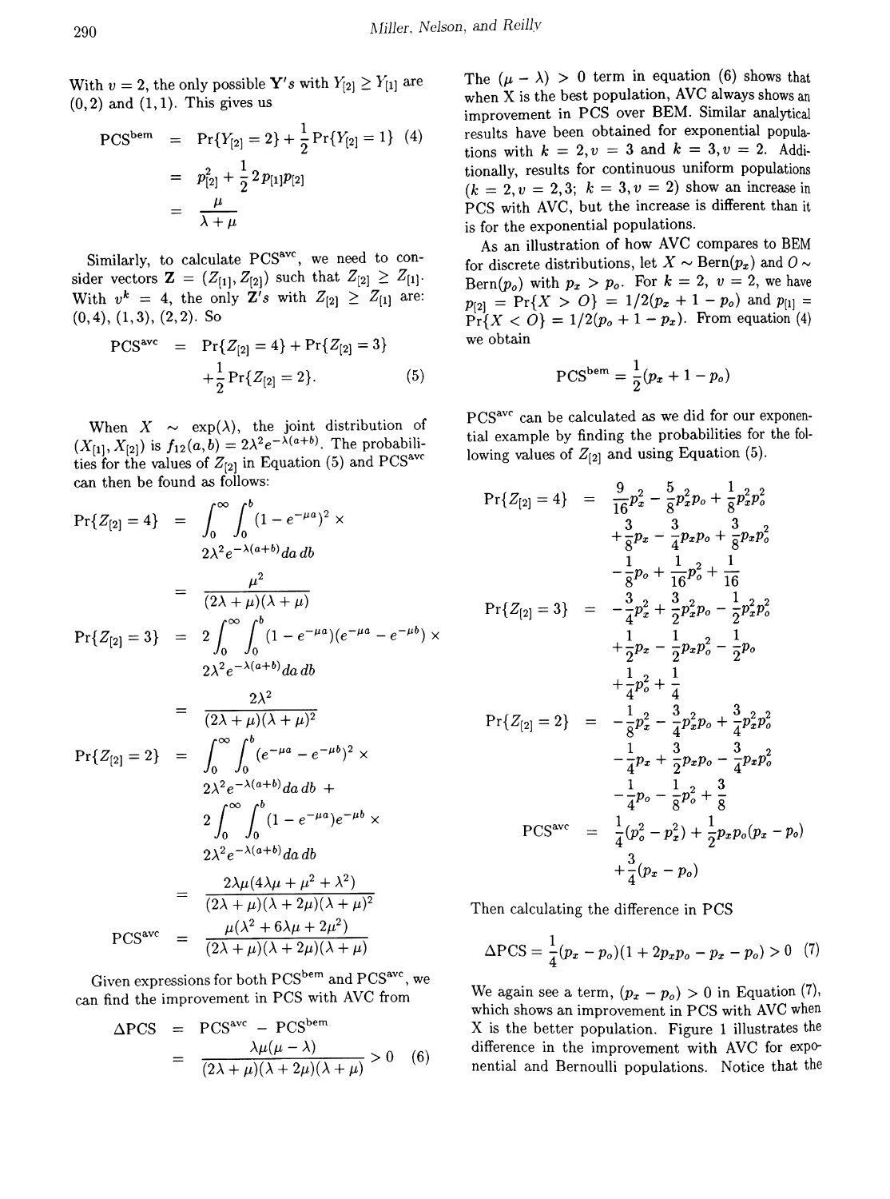With $v = 2$, the only possible $\mathbf{Y}$'s with $Y_{[2]} \geq Y_{[1]}$ are $(0,2)$ and $(1,1)$. This gives us

$$\begin{aligned} \mathrm{PCS}^{\mathrm{bem}} &= \Pr\{Y_{[2]} = 2\} + \frac{1}{2}\Pr\{Y_{[2]} = 1\} \quad (4) \\ &= p_{[2]}^2 + \frac{1}{2} 2 p_{[1]} p_{[2]} \\ &= \frac{\mu}{\lambda + \mu} \end{aligned}$$

Similarly, to calculate $\mathrm{PCS}^{\mathrm{avc}}$, we need to consider vectors $\mathbf{Z} = (Z_{[1]}, Z_{[2]})$ such that $Z_{[2]} \geq Z_{[1]}$. With $v^k = 4$, the only $\mathbf{Z}$'s with $Z_{[2]} \geq Z_{[1]}$ are: $(0,4)$, $(1,3)$, $(2,2)$. So

$$\begin{aligned} \mathrm{PCS}^{\mathrm{avc}} &= \Pr\{Z_{[2]} = 4\} + \Pr\{Z_{[2]} = 3\} \\ &+ \frac{1}{2}\Pr\{Z_{[2]} = 2\}. \end{aligned} \quad (5)$$

When $X \sim \exp(\lambda)$, the joint distribution of $(X_{[1]}, X_{[2]})$ is $f_{12}(a,b) = 2\lambda^2 e^{-\lambda(a+b)}$. The probabilities for the values of $Z_{[2]}$ in Equation (5) and $\mathrm{PCS}^{\mathrm{avc}}$ can then be found as follows:

$$\begin{aligned} \Pr\{Z_{[2]} = 4\} &= \int_0^\infty \int_0^b (1 - e^{-\mu a})^2 \times \\ & \quad 2\lambda^2 e^{-\lambda(a+b)} da\, db \\ &= \frac{\mu^2}{(2\lambda + \mu)(\lambda + \mu)} \\ \Pr\{Z_{[2]} = 3\} &= 2\int_0^\infty \int_0^b (1 - e^{-\mu a})(e^{-\mu a} - e^{-\mu b}) \times \\ & \quad 2\lambda^2 e^{-\lambda(a+b)} da\, db \\ &= \frac{2\lambda^2}{(2\lambda + \mu)(\lambda + \mu)^2} \\ \Pr\{Z_{[2]} = 2\} &= \int_0^\infty \int_0^b (e^{-\mu a} - e^{-\mu b})^2 \times \\ & \quad 2\lambda^2 e^{-\lambda(a+b)} da\, db + \\ & \quad 2\int_0^\infty \int_0^b (1 - e^{-\mu a}) e^{-\mu b} \times \\ & \quad 2\lambda^2 e^{-\lambda(a+b)} da\, db \\ &= \frac{2\lambda\mu(4\lambda\mu + \mu^2 + \lambda^2)}{(2\lambda + \mu)(\lambda + 2\mu)(\lambda + \mu)^2} \\ \mathrm{PCS}^{\mathrm{avc}} &= \frac{\mu(\lambda^2 + 6\lambda\mu + 2\mu^2)}{(2\lambda + \mu)(\lambda + 2\mu)(\lambda + \mu)} \end{aligned}$$

Given expressions for both $\mathrm{PCS}^{\mathrm{bem}}$ and $\mathrm{PCS}^{\mathrm{avc}}$, we can find the improvement in PCS with AVC from

$$\begin{aligned} \Delta\mathrm{PCS} &= \mathrm{PCS}^{\mathrm{avc}} - \mathrm{PCS}^{\mathrm{bem}} \\ &= \frac{\lambda\mu(\mu - \lambda)}{(2\lambda + \mu)(\lambda + 2\mu)(\lambda + \mu)} > 0 \quad (6) \end{aligned}$$

The $(\mu - \lambda) > 0$ term in equation (6) shows that when X is the best population, AVC always shows an improvement in PCS over BEM. Similar analytical results have been obtained for exponential populations with $k = 2, v = 3$ and $k = 3, v = 2$. Additionally, results for continuous uniform populations ($k = 2, v = 2, 3$; $k = 3, v = 2$) show an increase in PCS with AVC, but the increase is different than it is for the exponential populations.

As an illustration of how AVC compares to BEM for discrete distributions, let $X \sim \mathrm{Bern}(p_x)$ and $O \sim \mathrm{Bern}(p_o)$ with $p_x > p_o$. For $k = 2$, $v = 2$, we have $p_{[2]} = \Pr\{X > O\} = 1/2(p_x + 1 - p_o)$ and $p_{[1]} = \Pr\{X < O\} = 1/2(p_o + 1 - p_x)$. From equation (4) we obtain

$$\mathrm{PCS}^{\mathrm{bem}} = \frac{1}{2}(p_x + 1 - p_o)$$

$\mathrm{PCS}^{\mathrm{avc}}$ can be calculated as we did for our exponential example by finding the probabilities for the following values of $Z_{[2]}$ and using Equation (5).

$$\begin{aligned} \Pr\{Z_{[2]} = 4\} &= \frac{9}{16}p_x^2 - \frac{5}{8}p_x^2 p_o + \frac{1}{8}p_x^2 p_o^2 \\ &+ \frac{3}{8}p_x - \frac{3}{4}p_x p_o + \frac{3}{8}p_x p_o^2 \\ &- \frac{1}{8}p_o + \frac{1}{16}p_o^2 + \frac{1}{16} \\ \Pr\{Z_{[2]} = 3\} &= -\frac{3}{4}p_x^2 + \frac{3}{2}p_x^2 p_o - \frac{1}{2}p_x^2 p_o^2 \\ &+ \frac{1}{2}p_x - \frac{1}{2}p_x p_o^2 - \frac{1}{2}p_o \\ &+ \frac{1}{4}p_o^2 + \frac{1}{4} \\ \Pr\{Z_{[2]} = 2\} &= -\frac{1}{8}p_x^2 - \frac{3}{4}p_x^2 p_o + \frac{3}{4}p_x^2 p_o^2 \\ &- \frac{1}{4}p_x + \frac{3}{2}p_x p_o - \frac{3}{4}p_x p_o^2 \\ &- \frac{1}{4}p_o - \frac{1}{8}p_o^2 + \frac{3}{8} \\ \mathrm{PCS}^{\mathrm{avc}} &= \frac{1}{4}(p_o^2 - p_x^2) + \frac{1}{2}p_x p_o(p_x - p_o) \\ &+ \frac{3}{4}(p_x - p_o) \end{aligned}$$

Then calculating the difference in PCS

$$\Delta\mathrm{PCS} = \frac{1}{4}(p_x - p_o)(1 + 2p_x p_o - p_x - p_o) > 0 \quad (7)$$

We again see a term, $(p_x - p_o) > 0$ in Equation (7), which shows an improvement in PCS with AVC when X is the better population. Figure 1 illustrates the difference in the improvement with AVC for exponential and Bernoulli populations. Notice that the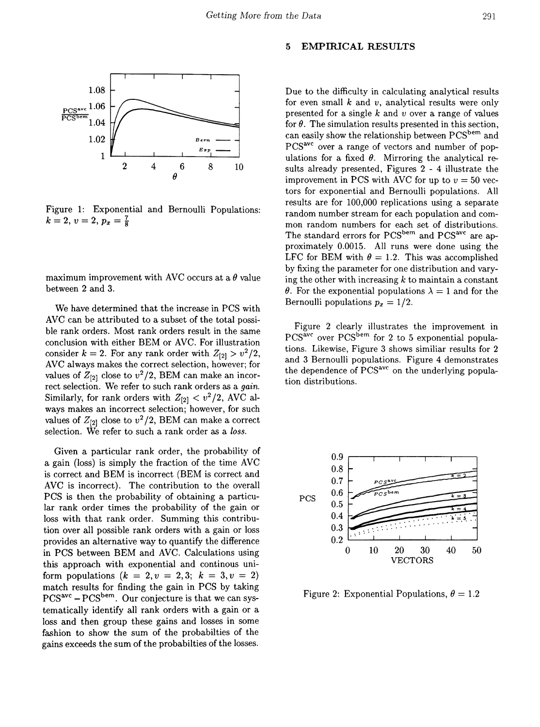Figure 1: Exponential and Bernoulli Populations: $k = 2$, $v = 2$, $p_x = \frac{7}{8}$

maximum improvement with AVC occurs at a $\theta$ value between 2 and 3.

We have determined that the increase in PCS with AVC can be attributed to a subset of the total possible rank orders. Most rank orders result in the same conclusion with either BEM or AVC. For illustration consider $k = 2$. For any rank order with $Z_{[2]} > v^2/2$, AVC always makes the correct selection, however; for values of $Z_{[2]}$ close to $v^2/2$, BEM can make an incorrect selection. We refer to such rank orders as a *gain*. Similarly, for rank orders with $Z_{[2]} < v^2/2$, AVC always makes an incorrect selection; however, for such values of $Z_{[2]}$ close to $v^2/2$, BEM can make a correct selection. We refer to such a rank order as a *loss*.

Given a particular rank order, the probability of a gain (loss) is simply the fraction of the time AVC is correct and BEM is incorrect (BEM is correct and AVC is incorrect). The contribution to the overall PCS is then the probability of obtaining a particular rank order times the probability of the gain or loss with that rank order. Summing this contribution over all possible rank orders with a gain or loss provides an alternative way to quantify the difference in PCS between BEM and AVC. Calculations using this approach with exponential and continous uniform populations ($k = 2, v = 2, 3$; $k = 3, v = 2$) match results for finding the gain in PCS by taking $\text{PCS}^{\text{avc}} - \text{PCS}^{\text{bem}}$. Our conjecture is that we can systematically identify all rank orders with a gain or a loss and then group these gains and losses in some fashion to show the sum of the probabilties of the gains exceeds the sum of the probabilties of the losses.

## 5 EMPIRICAL RESULTS

Due to the difficulty in calculating analytical results for even small $k$ and $v$, analytical results were only presented for a single $k$ and $v$ over a range of values for $\theta$. The simulation results presented in this section, can easily show the relationship between $\text{PCS}^{\text{bem}}$ and $\text{PCS}^{\text{avc}}$ over a range of vectors and number of populations for a fixed $\theta$. Mirroring the analytical results already presented, Figures 2 - 4 illustrate the improvement in PCS with AVC for up to $v = 50$ vectors for exponential and Bernoulli populations. All results are for 100,000 replications using a separate random number stream for each population and common random numbers for each set of distributions. The standard errors for $\text{PCS}^{\text{bem}}$ and $\text{PCS}^{\text{avc}}$ are approximately 0.0015. All runs were done using the LFC for BEM with $\theta = 1.2$. This was accomplished by fixing the parameter for one distribution and varying the other with increasing $k$ to maintain a constant $\theta$. For the exponential populations $\lambda = 1$ and for the Bernoulli populations $p_x = 1/2$.

Figure 2 clearly illustrates the improvement in $\text{PCS}^{\text{avc}}$ over $\text{PCS}^{\text{bem}}$ for 2 to 5 exponential populations. Likewise, Figure 3 shows similiar results for 2 and 3 Bernoulli populations. Figure 4 demonstrates the dependence of $\text{PCS}^{\text{avc}}$ on the underlying population distributions.

Figure 2: Exponential Populations, $\theta = 1.2$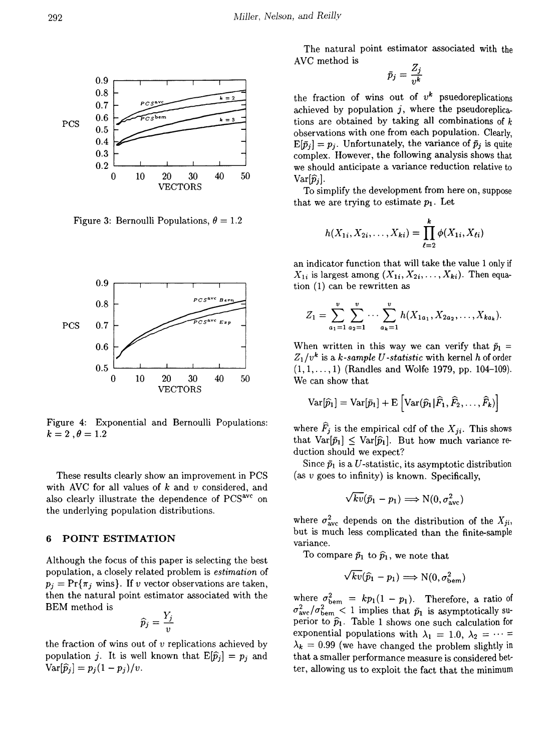Figure 3: Bernoulli Populations, $\theta = 1.2$

Figure 4: Exponential and Bernoulli Populations: $k = 2$, $\theta = 1.2$

These results clearly show an improvement in PCS with AVC for all values of $k$ and $v$ considered, and also clearly illustrate the dependence of $\text{PCS}^{\text{avc}}$ on the underlying population distributions.

## 6 POINT ESTIMATION

Although the focus of this paper is selecting the best population, a closely related problem is *estimation* of $p_j = \Pr\{\pi_j \text{ wins}\}$. If $v$ vector observations are taken, then the natural point estimator associated with the BEM method is

$$\widehat{p}_j = \frac{Y_j}{v}$$

the fraction of wins out of $v$ replications achieved by population $j$. It is well known that $\mathrm{E}[\widehat{p}_j] = p_j$ and $\mathrm{Var}[\widehat{p}_j] = p_j(1 - p_j)/v$.

The natural point estimator associated with the AVC method is

$$\bar{p}_j = \frac{Z_j}{v^k}$$

the fraction of wins out of $v^k$ psuedoreplications achieved by population $j$, where the pseudoreplications are obtained by taking all combinations of $k$ observations with one from each population. Clearly, $\mathrm{E}[\bar{p}_j] = p_j$. Unfortunately, the variance of $\bar{p}_j$ is quite complex. However, the following analysis shows that we should anticipate a variance reduction relative to $\mathrm{Var}[\widehat{p}_j]$.

To simplify the development from here on, suppose that we are trying to estimate $p_1$. Let

$$h(X_{1i}, X_{2i}, \ldots, X_{ki}) = \prod_{\ell=2}^{k} \phi(X_{1i}, X_{\ell i})$$

an indicator function that will take the value 1 only if $X_{1i}$ is largest among $(X_{1i}, X_{2i}, \ldots, X_{ki})$. Then equation (1) can be rewritten as

$$Z_1 = \sum_{a_1=1}^{v} \sum_{a_2=1}^{v} \cdots \sum_{a_k=1}^{v} h(X_{1a_1}, X_{2a_2}, \ldots, X_{ka_k}).$$

When written in this way we can verify that $\bar{p}_1 = Z_1/v^k$ is a *k-sample U-statistic* with kernel $h$ of order $(1, 1, \ldots, 1)$ (Randles and Wolfe 1979, pp. 104–109). We can show that

$$\mathrm{Var}[\widehat{p}_1] = \mathrm{Var}[\bar{p}_1] + \mathrm{E}\left[\mathrm{Var}(\widehat{p}_1 | \widehat{F}_1, \widehat{F}_2, \ldots, \widehat{F}_k)\right]$$

where $\widehat{F}_j$ is the empirical cdf of the $X_{ji}$. This shows that $\mathrm{Var}[\bar{p}_1] \leq \mathrm{Var}[\widehat{p}_1]$. But how much variance reduction should we expect?

Since $\bar{p}_1$ is a $U$-statistic, its asymptotic distribution (as $v$ goes to infinity) is known. Specifically,

$$\sqrt{kv}(\bar{p}_1 - p_1) \Longrightarrow \mathrm{N}(0, \sigma^2_{\text{avc}})$$

where $\sigma^2_{\text{avc}}$ depends on the distribution of the $X_{ji}$, but is much less complicated than the finite-sample variance.

To compare $\bar{p}_1$ to $\widehat{p}_1$, we note that

$$\sqrt{kv}(\widehat{p}_1 - p_1) \Longrightarrow \mathrm{N}(0, \sigma^2_{\text{bem}})$$

where $\sigma^2_{\text{bem}} = kp_1(1 - p_1)$. Therefore, a ratio of $\sigma^2_{\text{avc}}/\sigma^2_{\text{bem}} < 1$ implies that $\bar{p}_1$ is asymptotically superior to $\widehat{p}_1$. Table 1 shows one such calculation for exponential populations with $\lambda_1 = 1.0$, $\lambda_2 = \cdots = \lambda_k = 0.99$ (we have changed the problem slightly in that a smaller performance measure is considered better, allowing us to exploit the fact that the minimum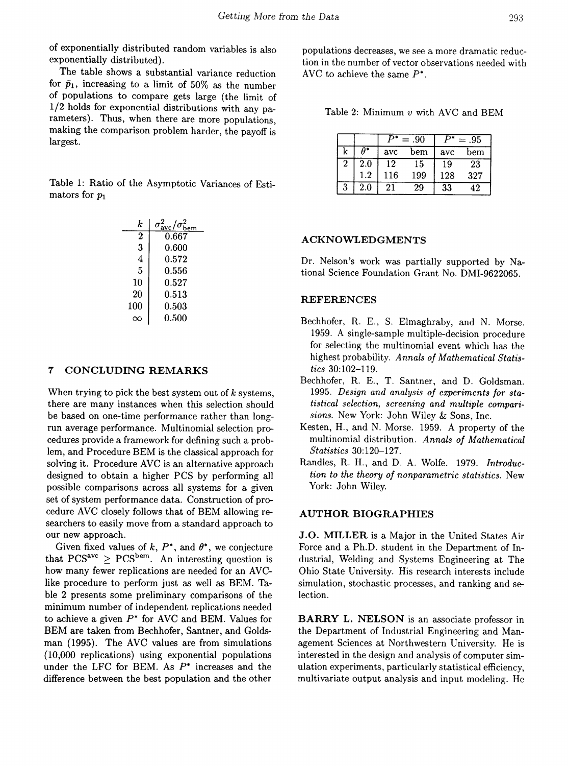of exponentially distributed random variables is also exponentially distributed).

The table shows a substantial variance reduction for $\bar{p}_1$, increasing to a limit of 50% as the number of populations to compare gets large (the limit of 1/2 holds for exponential distributions with any parameters). Thus, when there are more populations, making the comparison problem harder, the payoff is largest.

Table 1: Ratio of the Asymptotic Variances of Estimators for $p_1$

| $k$ | $\sigma^2_{\text{avc}}/\sigma^2_{\text{bem}}$ |
|---|---|
| 2 | 0.667 |
| 3 | 0.600 |
| 4 | 0.572 |
| 5 | 0.556 |
| 10 | 0.527 |
| 20 | 0.513 |
| 100 | 0.503 |
| $\infty$ | 0.500 |

## 7 CONCLUDING REMARKS

When trying to pick the best system out of $k$ systems, there are many instances when this selection should be based on one-time performance rather than long-run average performance. Multinomial selection procedures provide a framework for defining such a problem, and Procedure BEM is the classical approach for solving it. Procedure AVC is an alternative approach designed to obtain a higher PCS by performing all possible comparisons across all systems for a given set of system performance data. Construction of procedure AVC closely follows that of BEM allowing researchers to easily move from a standard approach to our new approach.

Given fixed values of $k$, $P^*$, and $\theta^*$, we conjecture that $\text{PCS}^{\text{avc}} \geq \text{PCS}^{\text{bem}}$. An interesting question is how many fewer replications are needed for an AVC-like procedure to perform just as well as BEM. Table 2 presents some preliminary comparisons of the minimum number of independent replications needed to achieve a given $P^*$ for AVC and BEM. Values for BEM are taken from Bechhofer, Santner, and Goldsman (1995). The AVC values are from simulations (10,000 replications) using exponential populations under the LFC for BEM. As $P^*$ increases and the difference between the best population and the other populations decreases, we see a more dramatic reduction in the number of vector observations needed with AVC to achieve the same $P^*$.

Table 2: Minimum $v$ with AVC and BEM

| | | $P^* = .90$ | | $P^* = .95$ | |
|---|---|---|---|---|---|
| k | $\theta^*$ | avc | bem | avc | bem |
| 2 | 2.0 | 12 | 15 | 19 | 23 |
| | 1.2 | 116 | 199 | 128 | 327 |
| 3 | 2.0 | 21 | 29 | 33 | 42 |

## ACKNOWLEDGMENTS

Dr. Nelson's work was partially supported by National Science Foundation Grant No. DMI-9622065.

## REFERENCES

Bechhofer, R. E., S. Elmaghraby, and N. Morse. 1959. A single-sample multiple-decision procedure for selecting the multinomial event which has the highest probability. *Annals of Mathematical Statistics* 30:102–119.

Bechhofer, R. E., T. Santner, and D. Goldsman. 1995. *Design and analysis of experiments for statistical selection, screening and multiple comparisons.* New York: John Wiley & Sons, Inc.

Kesten, H., and N. Morse. 1959. A property of the multinomial distribution. *Annals of Mathematical Statistics* 30:120–127.

Randles, R. H., and D. A. Wolfe. 1979. *Introduction to the theory of nonparametric statistics.* New York: John Wiley.

## AUTHOR BIOGRAPHIES

**J.O. MILLER** is a Major in the United States Air Force and a Ph.D. student in the Department of Industrial, Welding and Systems Engineering at The Ohio State University. His research interests include simulation, stochastic processes, and ranking and selection.

**BARRY L. NELSON** is an associate professor in the Department of Industrial Engineering and Management Sciences at Northwestern University. He is interested in the design and analysis of computer simulation experiments, particularly statistical efficiency, multivariate output analysis and input modeling. He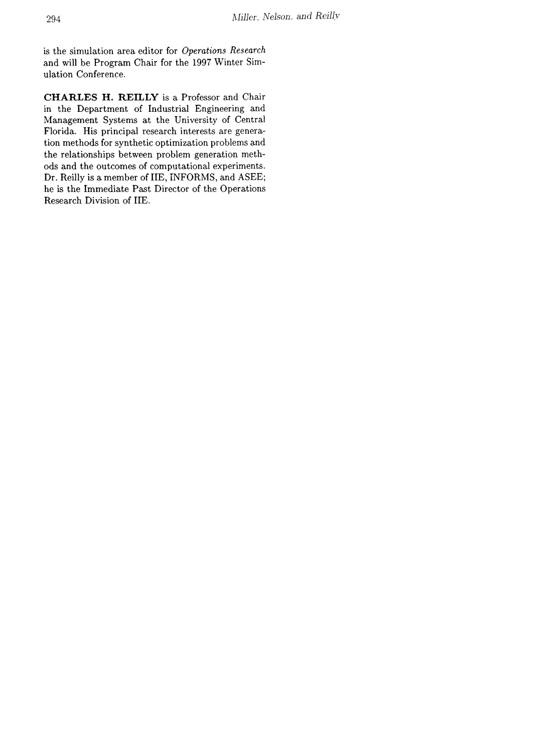is the simulation area editor for *Operations Research* and will be Program Chair for the 1997 Winter Simulation Conference.

**CHARLES H. REILLY** is a Professor and Chair in the Department of Industrial Engineering and Management Systems at the University of Central Florida. His principal research interests are generation methods for synthetic optimization problems and the relationships between problem generation methods and the outcomes of computational experiments. Dr. Reilly is a member of IIE, INFORMS, and ASEE; he is the Immediate Past Director of the Operations Research Division of IIE.